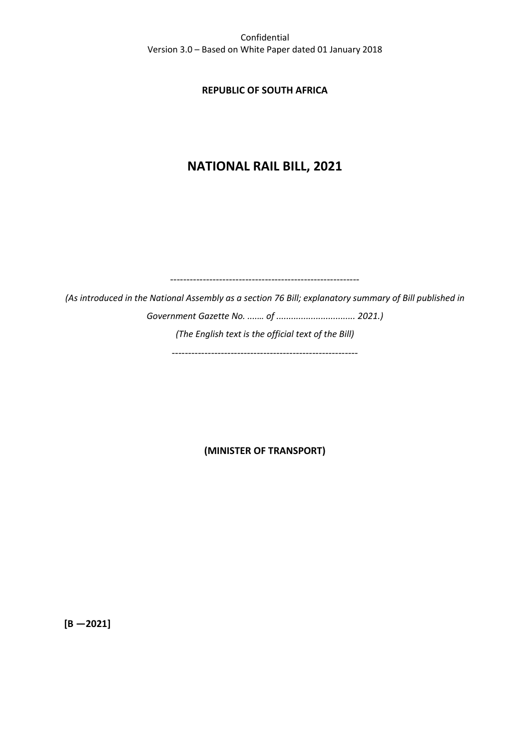Confidential
Version 3.0 – Based on White Paper dated 01 January 2018

**REPUBLIC OF SOUTH AFRICA**

# NATIONAL RAIL BILL, 2021

---

*(As introduced in the National Assembly as a section 76 Bill; explanatory summary of Bill published in Government Gazette No. ....... of ................................ 2021.)*

*(The English text is the official text of the Bill)*

---

**(MINISTER OF TRANSPORT)**

**[B —2021]**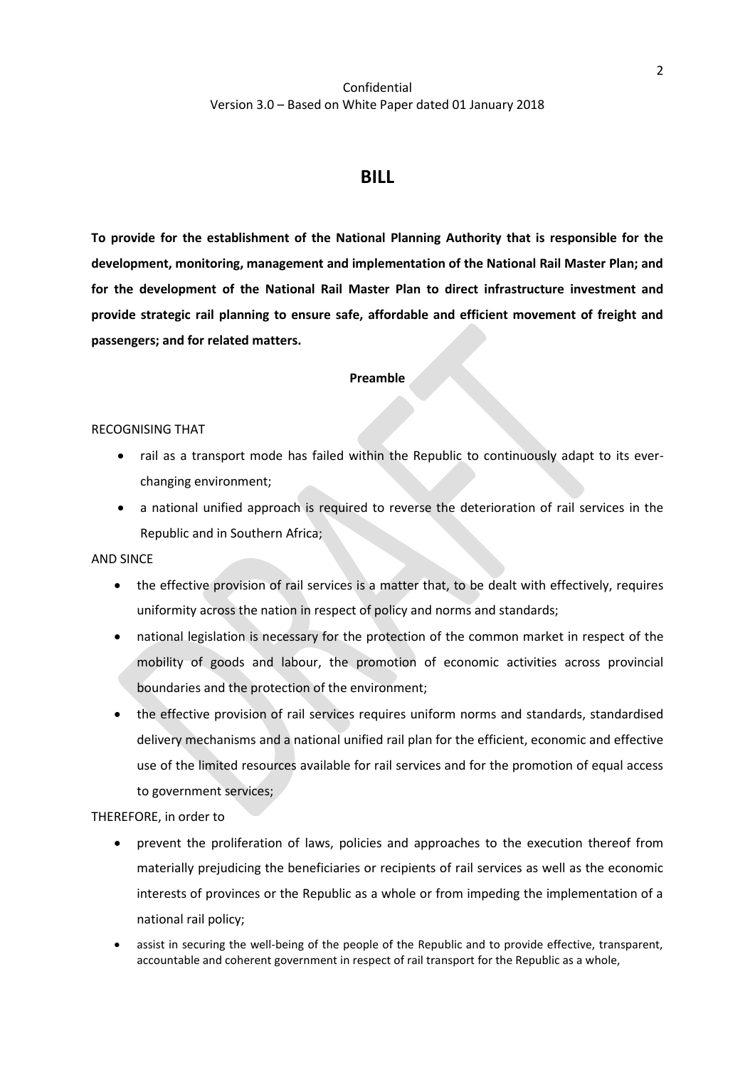Confidential
Version 3.0 – Based on White Paper dated 01 January 2018

# BILL

**To provide for the establishment of the National Planning Authority that is responsible for the development, monitoring, management and implementation of the National Rail Master Plan; and for the development of the National Rail Master Plan to direct infrastructure investment and provide strategic rail planning to ensure safe, affordable and efficient movement of freight and passengers; and for related matters.**

**Preamble**

RECOGNISING THAT

- rail as a transport mode has failed within the Republic to continuously adapt to its ever-changing environment;
- a national unified approach is required to reverse the deterioration of rail services in the Republic and in Southern Africa;

AND SINCE

- the effective provision of rail services is a matter that, to be dealt with effectively, requires uniformity across the nation in respect of policy and norms and standards;
- national legislation is necessary for the protection of the common market in respect of the mobility of goods and labour, the promotion of economic activities across provincial boundaries and the protection of the environment;
- the effective provision of rail services requires uniform norms and standards, standardised delivery mechanisms and a national unified rail plan for the efficient, economic and effective use of the limited resources available for rail services and for the promotion of equal access to government services;

THEREFORE, in order to

- prevent the proliferation of laws, policies and approaches to the execution thereof from materially prejudicing the beneficiaries or recipients of rail services as well as the economic interests of provinces or the Republic as a whole or from impeding the implementation of a national rail policy;
- assist in securing the well-being of the people of the Republic and to provide effective, transparent, accountable and coherent government in respect of rail transport for the Republic as a whole,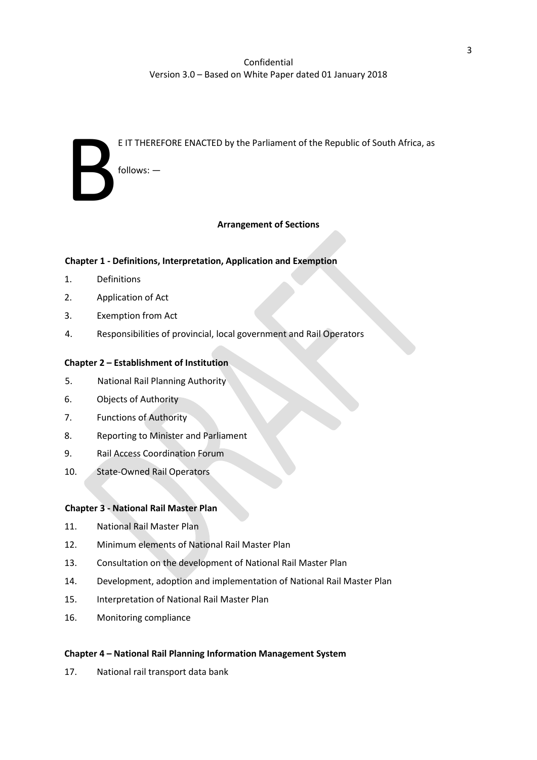BE IT THEREFORE ENACTED by the Parliament of the Republic of South Africa, as follows: —

**Arrangement of Sections**

**Chapter 1 - Definitions, Interpretation, Application and Exemption**

1. Definitions
2. Application of Act
3. Exemption from Act
4. Responsibilities of provincial, local government and Rail Operators

**Chapter 2 – Establishment of Institution**

5. National Rail Planning Authority
6. Objects of Authority
7. Functions of Authority
8. Reporting to Minister and Parliament
9. Rail Access Coordination Forum
10. State-Owned Rail Operators

**Chapter 3 - National Rail Master Plan**

11. National Rail Master Plan
12. Minimum elements of National Rail Master Plan
13. Consultation on the development of National Rail Master Plan
14. Development, adoption and implementation of National Rail Master Plan
15. Interpretation of National Rail Master Plan
16. Monitoring compliance

**Chapter 4 – National Rail Planning Information Management System**

17. National rail transport data bank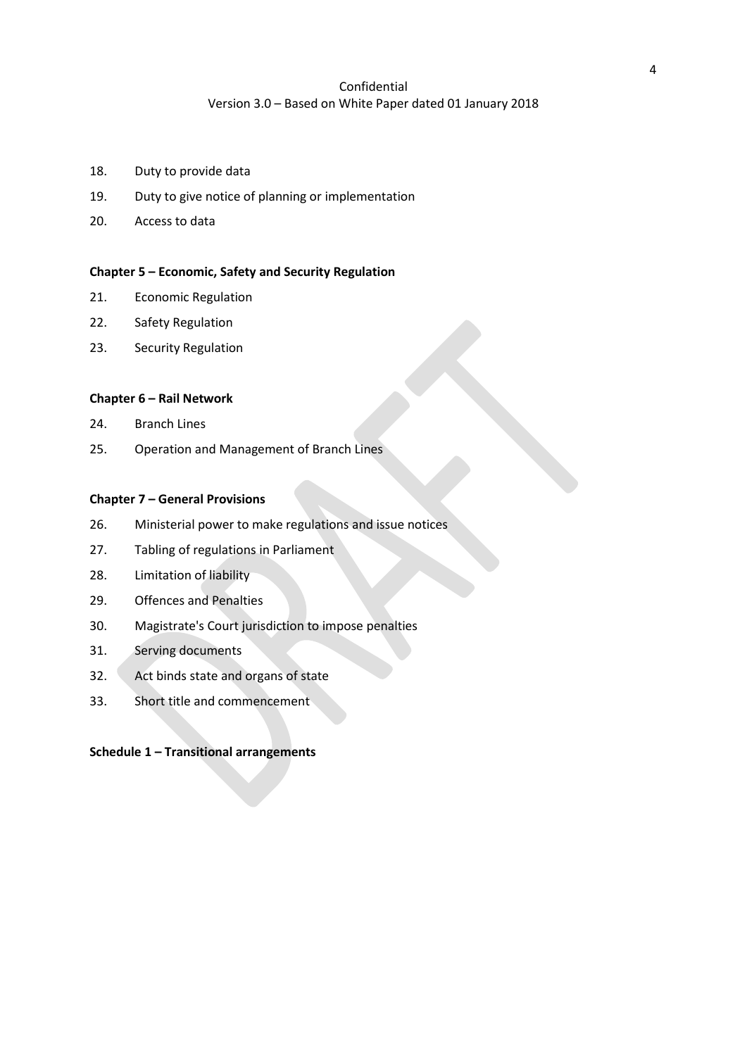18. Duty to provide data
19. Duty to give notice of planning or implementation
20. Access to data

**Chapter 5 – Economic, Safety and Security Regulation**

21. Economic Regulation
22. Safety Regulation
23. Security Regulation

**Chapter 6 – Rail Network**

24. Branch Lines
25. Operation and Management of Branch Lines

**Chapter 7 – General Provisions**

26. Ministerial power to make regulations and issue notices
27. Tabling of regulations in Parliament
28. Limitation of liability
29. Offences and Penalties
30. Magistrate's Court jurisdiction to impose penalties
31. Serving documents
32. Act binds state and organs of state
33. Short title and commencement

**Schedule 1 – Transitional arrangements**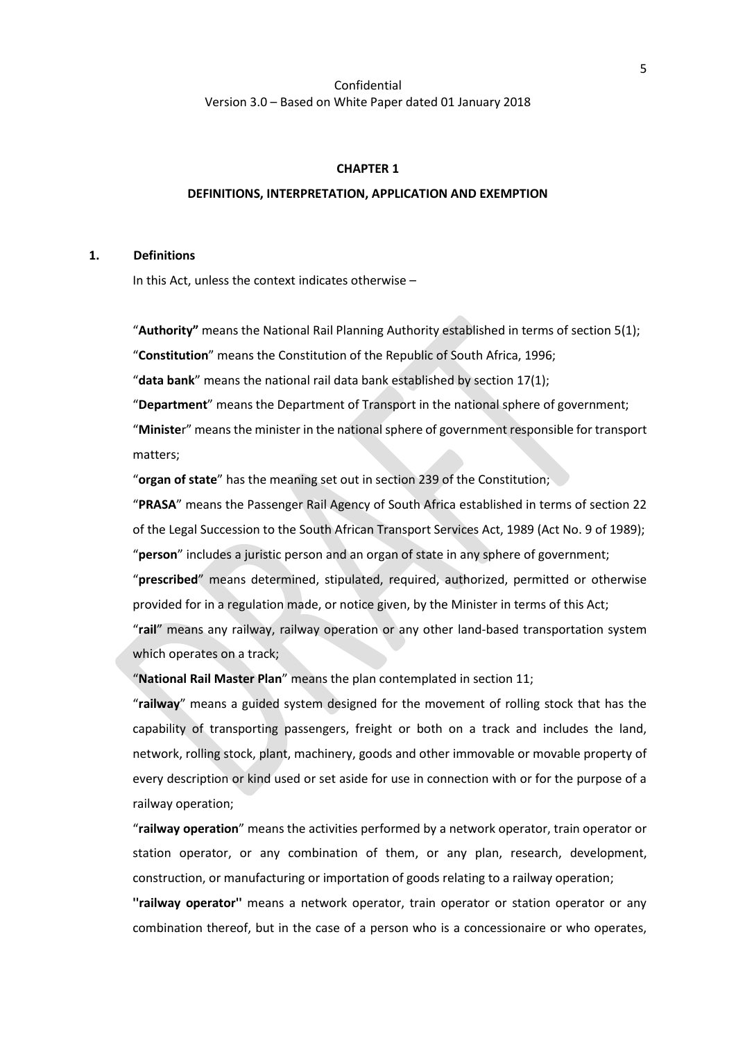Confidential
Version 3.0 – Based on White Paper dated 01 January 2018

## CHAPTER 1

## DEFINITIONS, INTERPRETATION, APPLICATION AND EXEMPTION

### 1. Definitions

In this Act, unless the context indicates otherwise –

"**Authority"** means the National Rail Planning Authority established in terms of section 5(1);

"**Constitution**" means the Constitution of the Republic of South Africa, 1996;

"**data bank**" means the national rail data bank established by section 17(1);

"**Department**" means the Department of Transport in the national sphere of government;

"**Ministe**r" means the minister in the national sphere of government responsible for transport matters;

"**organ of state**" has the meaning set out in section 239 of the Constitution;

"**PRASA**" means the Passenger Rail Agency of South Africa established in terms of section 22 of the Legal Succession to the South African Transport Services Act, 1989 (Act No. 9 of 1989);

"**person**" includes a juristic person and an organ of state in any sphere of government;

"**prescribed**" means determined, stipulated, required, authorized, permitted or otherwise provided for in a regulation made, or notice given, by the Minister in terms of this Act;

"**rail**" means any railway, railway operation or any other land-based transportation system which operates on a track;

"**National Rail Master Plan**" means the plan contemplated in section 11;

"**railway**" means a guided system designed for the movement of rolling stock that has the capability of transporting passengers, freight or both on a track and includes the land, network, rolling stock, plant, machinery, goods and other immovable or movable property of every description or kind used or set aside for use in connection with or for the purpose of a railway operation;

"**railway operation**" means the activities performed by a network operator, train operator or station operator, or any combination of them, or any plan, research, development, construction, or manufacturing or importation of goods relating to a railway operation;

**''railway operator''** means a network operator, train operator or station operator or any combination thereof, but in the case of a person who is a concessionaire or who operates,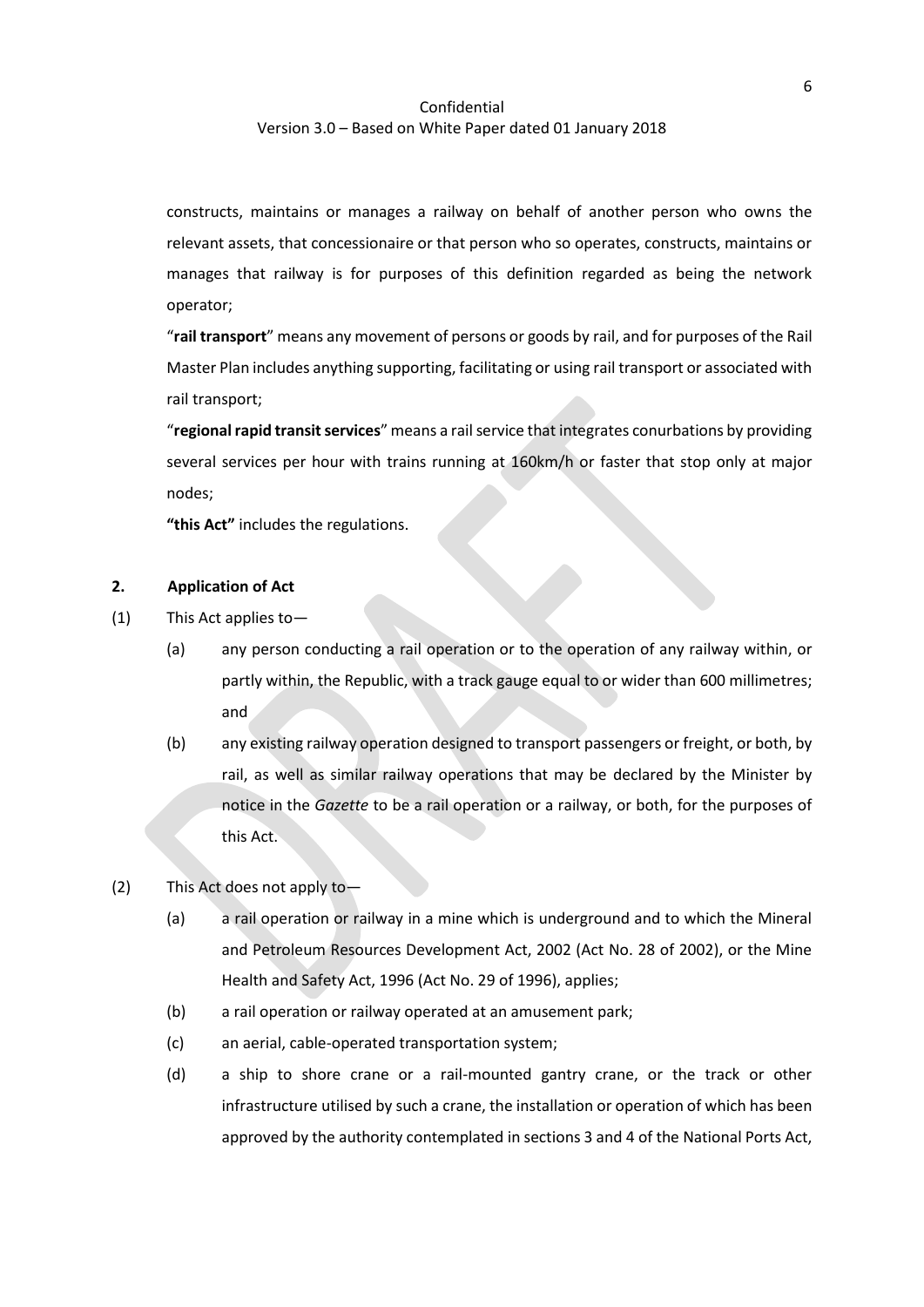constructs, maintains or manages a railway on behalf of another person who owns the relevant assets, that concessionaire or that person who so operates, constructs, maintains or manages that railway is for purposes of this definition regarded as being the network operator;

"**rail transport**" means any movement of persons or goods by rail, and for purposes of the Rail Master Plan includes anything supporting, facilitating or using rail transport or associated with rail transport;

"**regional rapid transit services**" means a rail service that integrates conurbations by providing several services per hour with trains running at 160km/h or faster that stop only at major nodes;

**"this Act"** includes the regulations.

## 2. Application of Act

(1) This Act applies to—

(a) any person conducting a rail operation or to the operation of any railway within, or partly within, the Republic, with a track gauge equal to or wider than 600 millimetres; and

(b) any existing railway operation designed to transport passengers or freight, or both, by rail, as well as similar railway operations that may be declared by the Minister by notice in the *Gazette* to be a rail operation or a railway, or both, for the purposes of this Act.

(2) This Act does not apply to—

(a) a rail operation or railway in a mine which is underground and to which the Mineral and Petroleum Resources Development Act, 2002 (Act No. 28 of 2002), or the Mine Health and Safety Act, 1996 (Act No. 29 of 1996), applies;

(b) a rail operation or railway operated at an amusement park;

(c) an aerial, cable-operated transportation system;

(d) a ship to shore crane or a rail-mounted gantry crane, or the track or other infrastructure utilised by such a crane, the installation or operation of which has been approved by the authority contemplated in sections 3 and 4 of the National Ports Act,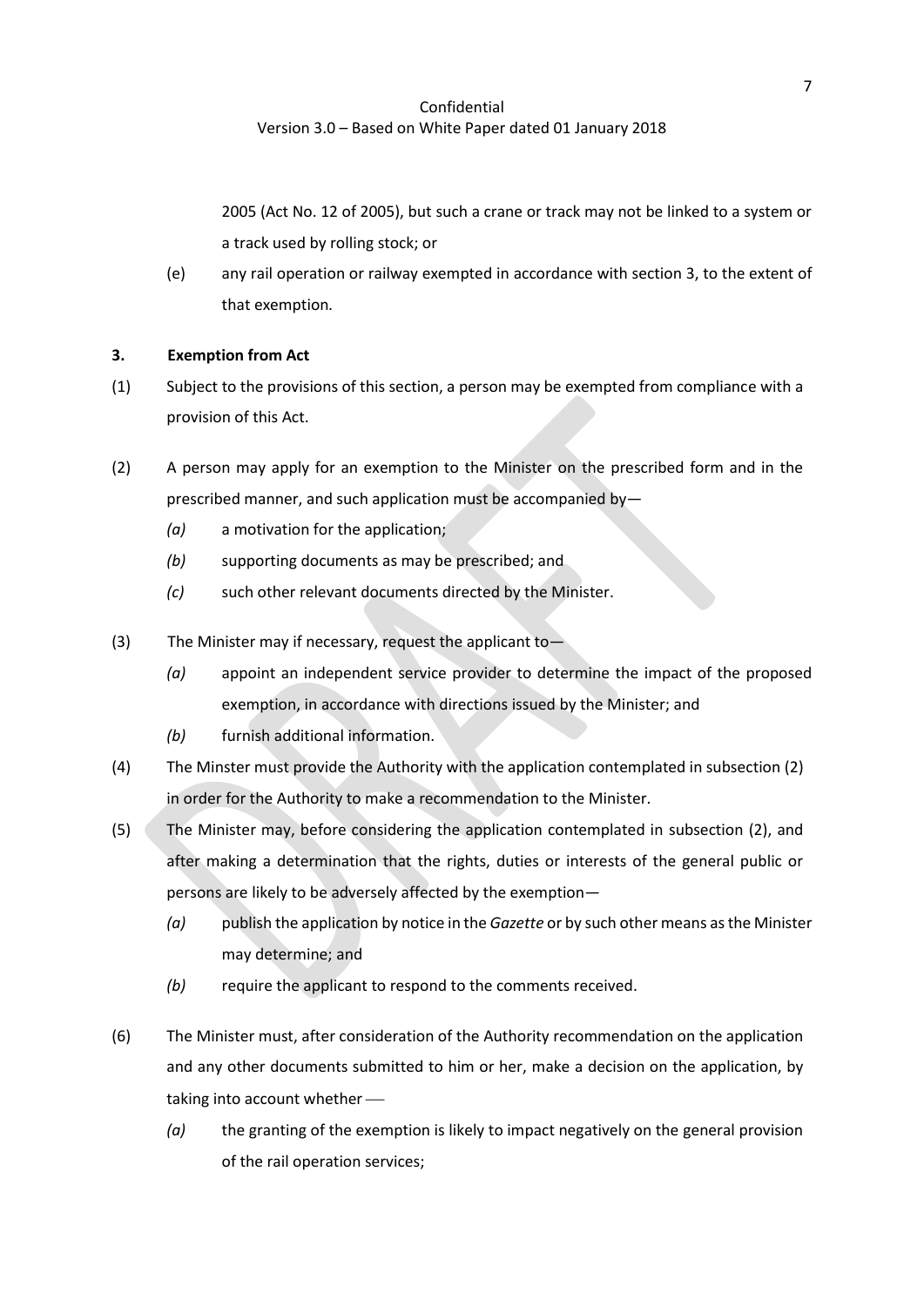2005 (Act No. 12 of 2005), but such a crane or track may not be linked to a system or a track used by rolling stock; or

(e) any rail operation or railway exempted in accordance with section 3, to the extent of that exemption.

**3. Exemption from Act**

(1) Subject to the provisions of this section, a person may be exempted from compliance with a provision of this Act.

(2) A person may apply for an exemption to the Minister on the prescribed form and in the prescribed manner, and such application must be accompanied by—

*(a)* a motivation for the application;

*(b)* supporting documents as may be prescribed; and

*(c)* such other relevant documents directed by the Minister.

(3) The Minister may if necessary, request the applicant to—

*(a)* appoint an independent service provider to determine the impact of the proposed exemption, in accordance with directions issued by the Minister; and

*(b)* furnish additional information.

(4) The Minster must provide the Authority with the application contemplated in subsection (2) in order for the Authority to make a recommendation to the Minister.

(5) The Minister may, before considering the application contemplated in subsection (2), and after making a determination that the rights, duties or interests of the general public or persons are likely to be adversely affected by the exemption—

*(a)* publish the application by notice in the *Gazette* or by such other means as the Minister may determine; and

*(b)* require the applicant to respond to the comments received.

(6) The Minister must, after consideration of the Authority recommendation on the application and any other documents submitted to him or her, make a decision on the application, by taking into account whether —

*(a)* the granting of the exemption is likely to impact negatively on the general provision of the rail operation services;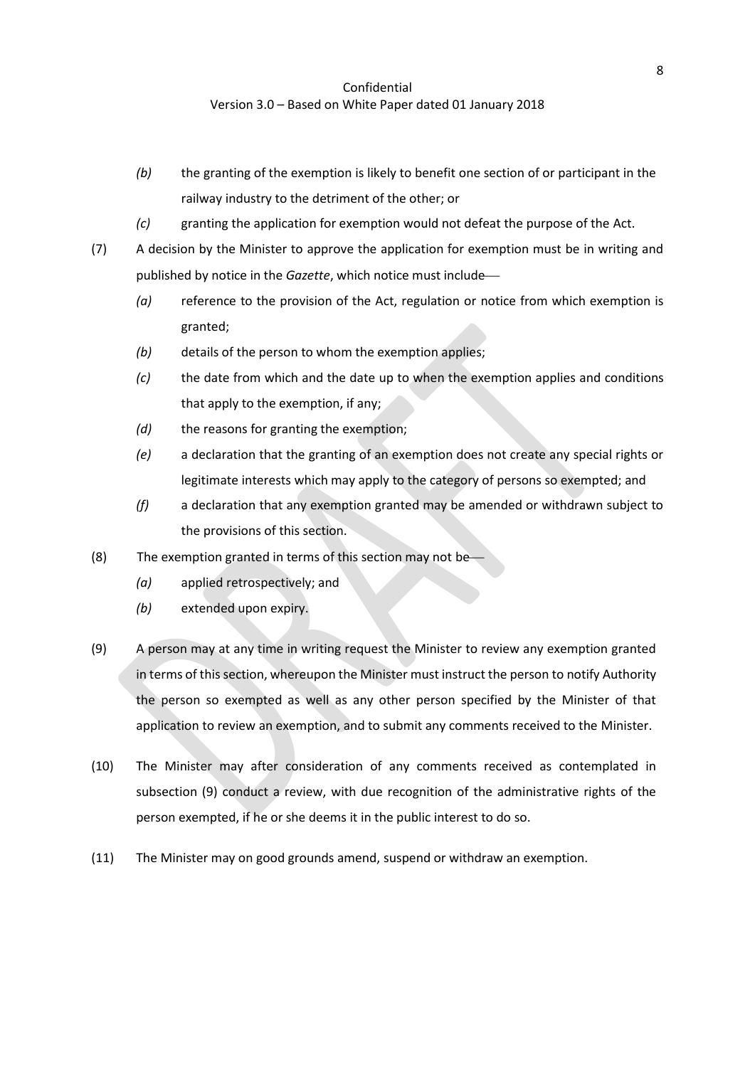*(b)* the granting of the exemption is likely to benefit one section of or participant in the railway industry to the detriment of the other; or

*(c)* granting the application for exemption would not defeat the purpose of the Act.

(7) A decision by the Minister to approve the application for exemption must be in writing and published by notice in the *Gazette*, which notice must include—

*(a)* reference to the provision of the Act, regulation or notice from which exemption is granted;

*(b)* details of the person to whom the exemption applies;

*(c)* the date from which and the date up to when the exemption applies and conditions that apply to the exemption, if any;

*(d)* the reasons for granting the exemption;

*(e)* a declaration that the granting of an exemption does not create any special rights or legitimate interests which may apply to the category of persons so exempted; and

*(f)* a declaration that any exemption granted may be amended or withdrawn subject to the provisions of this section.

(8) The exemption granted in terms of this section may not be—

*(a)* applied retrospectively; and

*(b)* extended upon expiry.

(9) A person may at any time in writing request the Minister to review any exemption granted in terms of this section, whereupon the Minister must instruct the person to notify Authority the person so exempted as well as any other person specified by the Minister of that application to review an exemption, and to submit any comments received to the Minister.

(10) The Minister may after consideration of any comments received as contemplated in subsection (9) conduct a review, with due recognition of the administrative rights of the person exempted, if he or she deems it in the public interest to do so.

(11) The Minister may on good grounds amend, suspend or withdraw an exemption.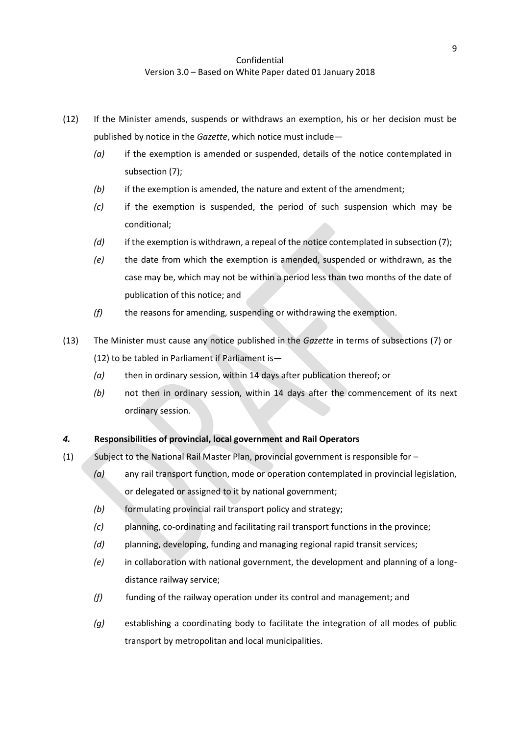(12) If the Minister amends, suspends or withdraws an exemption, his or her decision must be published by notice in the *Gazette*, which notice must include—

*(a)* if the exemption is amended or suspended, details of the notice contemplated in subsection (7);

*(b)* if the exemption is amended, the nature and extent of the amendment;

*(c)* if the exemption is suspended, the period of such suspension which may be conditional;

*(d)* if the exemption is withdrawn, a repeal of the notice contemplated in subsection (7);

*(e)* the date from which the exemption is amended, suspended or withdrawn, as the case may be, which may not be within a period less than two months of the date of publication of this notice; and

*(f)* the reasons for amending, suspending or withdrawing the exemption.

(13) The Minister must cause any notice published in the *Gazette* in terms of subsections (7) or (12) to be tabled in Parliament if Parliament is—

*(a)* then in ordinary session, within 14 days after publication thereof; or

*(b)* not then in ordinary session, within 14 days after the commencement of its next ordinary session.

### *4.* Responsibilities of provincial, local government and Rail Operators

(1) Subject to the National Rail Master Plan, provincial government is responsible for –

*(a)* any rail transport function, mode or operation contemplated in provincial legislation, or delegated or assigned to it by national government;

*(b)* formulating provincial rail transport policy and strategy;

*(c)* planning, co-ordinating and facilitating rail transport functions in the province;

*(d)* planning, developing, funding and managing regional rapid transit services;

*(e)* in collaboration with national government, the development and planning of a long-distance railway service;

*(f)* funding of the railway operation under its control and management; and

*(g)* establishing a coordinating body to facilitate the integration of all modes of public transport by metropolitan and local municipalities.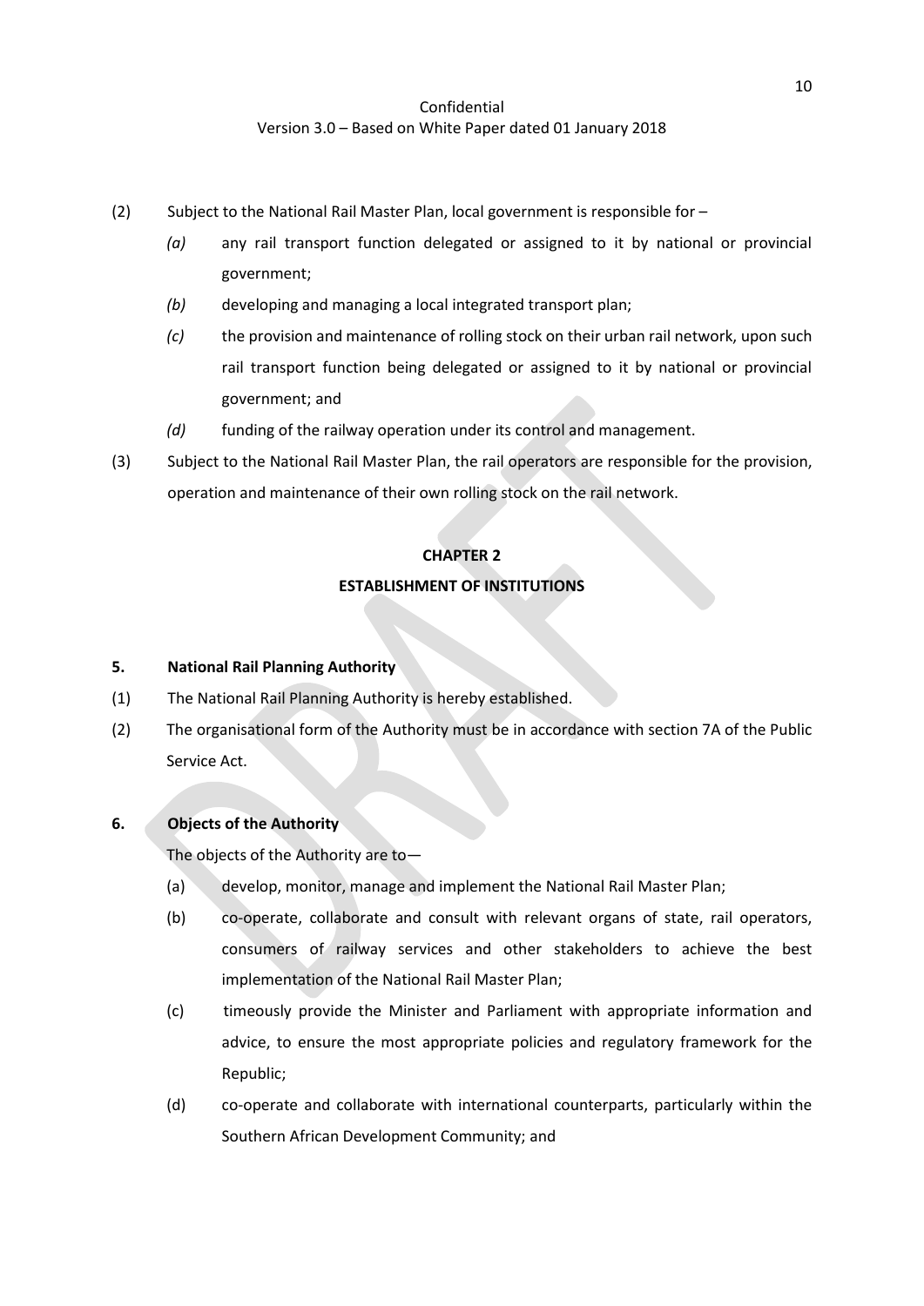(2) Subject to the National Rail Master Plan, local government is responsible for –

*(a)* any rail transport function delegated or assigned to it by national or provincial government;

*(b)* developing and managing a local integrated transport plan;

*(c)* the provision and maintenance of rolling stock on their urban rail network, upon such rail transport function being delegated or assigned to it by national or provincial government; and

*(d)* funding of the railway operation under its control and management.

(3) Subject to the National Rail Master Plan, the rail operators are responsible for the provision, operation and maintenance of their own rolling stock on the rail network.

## CHAPTER 2

## ESTABLISHMENT OF INSTITUTIONS

### 5. National Rail Planning Authority

(1) The National Rail Planning Authority is hereby established.

(2) The organisational form of the Authority must be in accordance with section 7A of the Public Service Act.

### 6. Objects of the Authority

The objects of the Authority are to—

(a) develop, monitor, manage and implement the National Rail Master Plan;

(b) co-operate, collaborate and consult with relevant organs of state, rail operators, consumers of railway services and other stakeholders to achieve the best implementation of the National Rail Master Plan;

(c) timeously provide the Minister and Parliament with appropriate information and advice, to ensure the most appropriate policies and regulatory framework for the Republic;

(d) co-operate and collaborate with international counterparts, particularly within the Southern African Development Community; and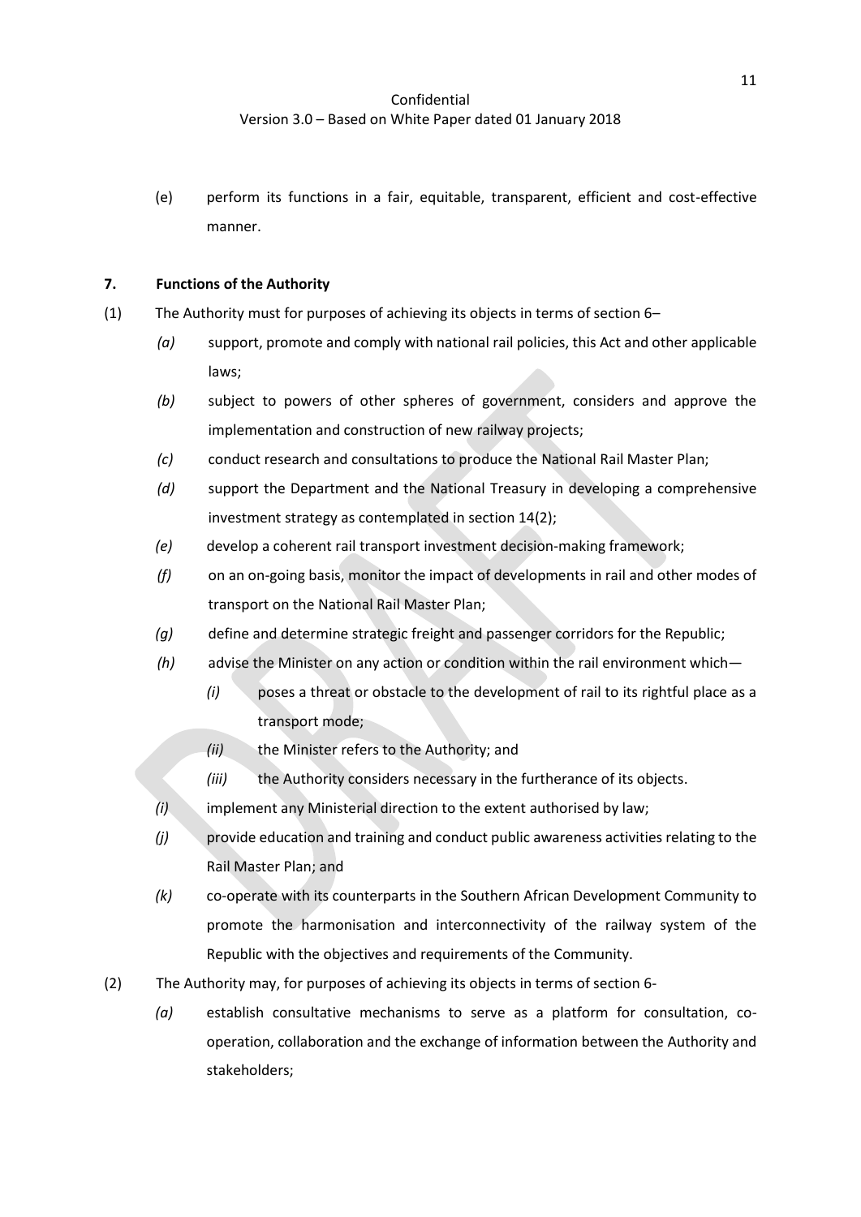(e) perform its functions in a fair, equitable, transparent, efficient and cost-effective manner.

**7. Functions of the Authority**

(1) The Authority must for purposes of achieving its objects in terms of section 6–

*(a)* support, promote and comply with national rail policies, this Act and other applicable laws;

*(b)* subject to powers of other spheres of government, considers and approve the implementation and construction of new railway projects;

*(c)* conduct research and consultations to produce the National Rail Master Plan;

*(d)* support the Department and the National Treasury in developing a comprehensive investment strategy as contemplated in section 14(2);

*(e)* develop a coherent rail transport investment decision-making framework;

*(f)* on an on-going basis, monitor the impact of developments in rail and other modes of transport on the National Rail Master Plan;

*(g)* define and determine strategic freight and passenger corridors for the Republic;

*(h)* advise the Minister on any action or condition within the rail environment which—

*(i)* poses a threat or obstacle to the development of rail to its rightful place as a transport mode;

*(ii)* the Minister refers to the Authority; and

*(iii)* the Authority considers necessary in the furtherance of its objects.

*(i)* implement any Ministerial direction to the extent authorised by law;

*(j)* provide education and training and conduct public awareness activities relating to the Rail Master Plan; and

*(k)* co-operate with its counterparts in the Southern African Development Community to promote the harmonisation and interconnectivity of the railway system of the Republic with the objectives and requirements of the Community.

(2) The Authority may, for purposes of achieving its objects in terms of section 6-

*(a)* establish consultative mechanisms to serve as a platform for consultation, co-operation, collaboration and the exchange of information between the Authority and stakeholders;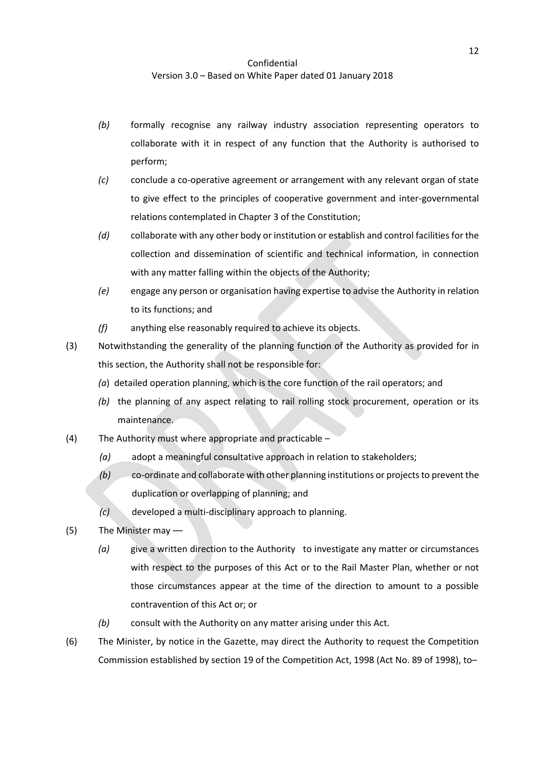*(b)* formally recognise any railway industry association representing operators to collaborate with it in respect of any function that the Authority is authorised to perform;

*(c)* conclude a co-operative agreement or arrangement with any relevant organ of state to give effect to the principles of cooperative government and inter-governmental relations contemplated in Chapter 3 of the Constitution;

*(d)* collaborate with any other body or institution or establish and control facilities for the collection and dissemination of scientific and technical information, in connection with any matter falling within the objects of the Authority;

*(e)* engage any person or organisation having expertise to advise the Authority in relation to its functions; and

*(f)* anything else reasonably required to achieve its objects.

(3) Notwithstanding the generality of the planning function of the Authority as provided for in this section, the Authority shall not be responsible for:

*(a)* detailed operation planning, which is the core function of the rail operators; and

*(b)* the planning of any aspect relating to rail rolling stock procurement, operation or its maintenance.

(4) The Authority must where appropriate and practicable –

*(a)* adopt a meaningful consultative approach in relation to stakeholders;

*(b)* co-ordinate and collaborate with other planning institutions or projects to prevent the duplication or overlapping of planning; and

*(c)* developed a multi-disciplinary approach to planning.

(5) The Minister may —

*(a)* give a written direction to the Authority to investigate any matter or circumstances with respect to the purposes of this Act or to the Rail Master Plan, whether or not those circumstances appear at the time of the direction to amount to a possible contravention of this Act or; or

*(b)* consult with the Authority on any matter arising under this Act.

(6) The Minister, by notice in the Gazette, may direct the Authority to request the Competition Commission established by section 19 of the Competition Act, 1998 (Act No. 89 of 1998), to–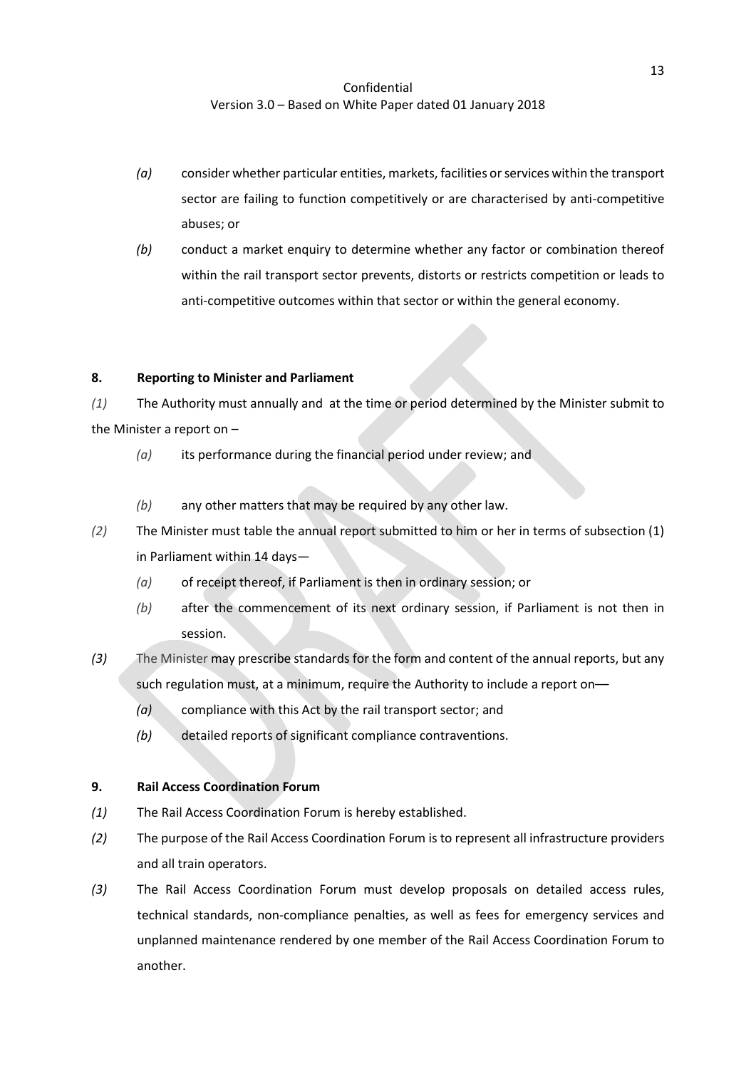*(a)* consider whether particular entities, markets, facilities or services within the transport sector are failing to function competitively or are characterised by anti-competitive abuses; or

*(b)* conduct a market enquiry to determine whether any factor or combination thereof within the rail transport sector prevents, distorts or restricts competition or leads to anti-competitive outcomes within that sector or within the general economy.

**8. Reporting to Minister and Parliament**

*(1)* The Authority must annually and at the time or period determined by the Minister submit to the Minister a report on –

*(a)* its performance during the financial period under review; and

*(b)* any other matters that may be required by any other law.

*(2)* The Minister must table the annual report submitted to him or her in terms of subsection (1) in Parliament within 14 days—

*(a)* of receipt thereof, if Parliament is then in ordinary session; or

*(b)* after the commencement of its next ordinary session, if Parliament is not then in session.

*(3)* The Minister may prescribe standards for the form and content of the annual reports, but any such regulation must, at a minimum, require the Authority to include a report on—

*(a)* compliance with this Act by the rail transport sector; and

*(b)* detailed reports of significant compliance contraventions.

**9. Rail Access Coordination Forum**

*(1)* The Rail Access Coordination Forum is hereby established.

*(2)* The purpose of the Rail Access Coordination Forum is to represent all infrastructure providers and all train operators.

*(3)* The Rail Access Coordination Forum must develop proposals on detailed access rules, technical standards, non-compliance penalties, as well as fees for emergency services and unplanned maintenance rendered by one member of the Rail Access Coordination Forum to another.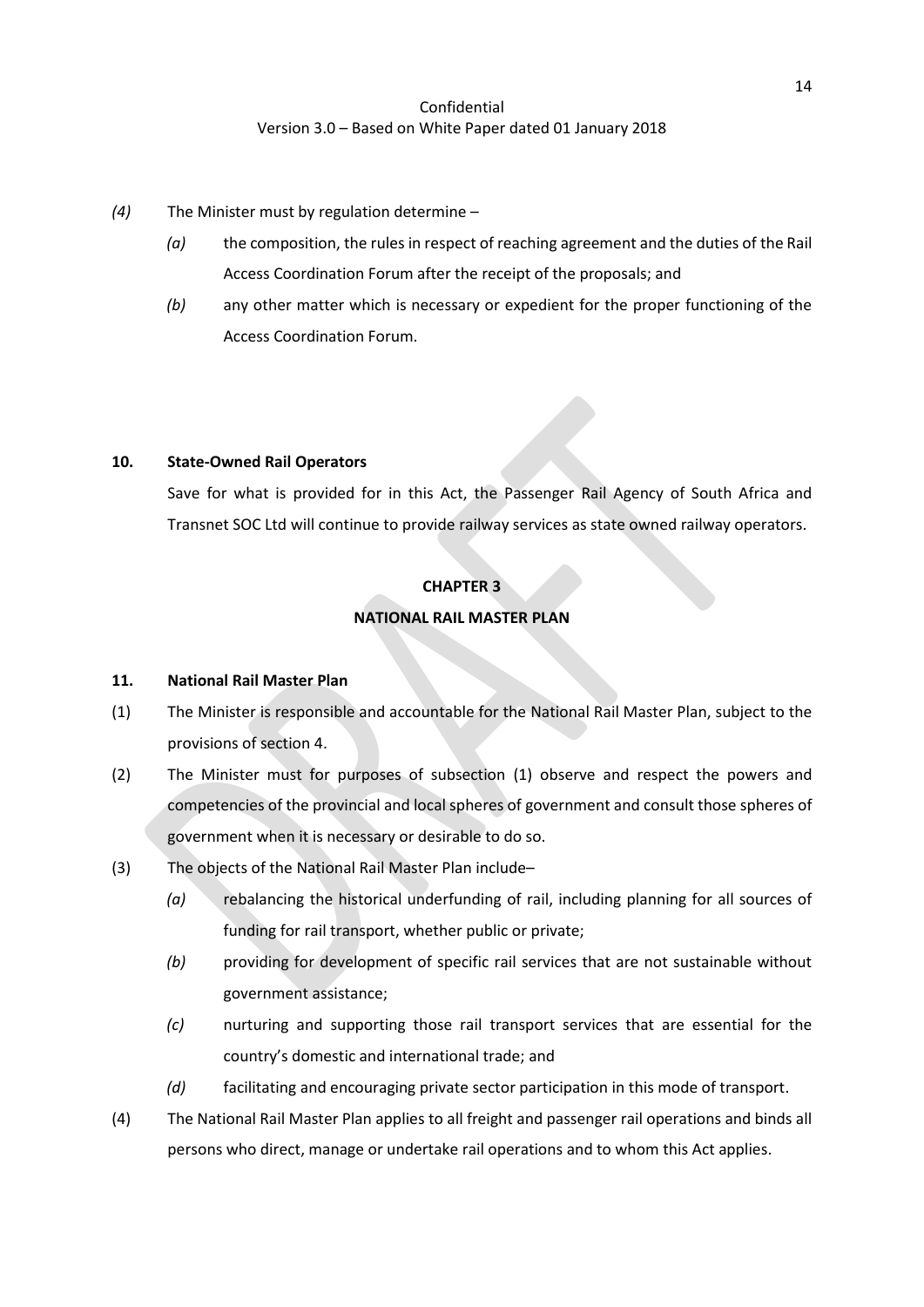*(4)* The Minister must by regulation determine –

*(a)* the composition, the rules in respect of reaching agreement and the duties of the Rail Access Coordination Forum after the receipt of the proposals; and

*(b)* any other matter which is necessary or expedient for the proper functioning of the Access Coordination Forum.

**10. State-Owned Rail Operators**

Save for what is provided for in this Act, the Passenger Rail Agency of South Africa and Transnet SOC Ltd will continue to provide railway services as state owned railway operators.

## CHAPTER 3

## NATIONAL RAIL MASTER PLAN

**11. National Rail Master Plan**

(1) The Minister is responsible and accountable for the National Rail Master Plan, subject to the provisions of section 4.

(2) The Minister must for purposes of subsection (1) observe and respect the powers and competencies of the provincial and local spheres of government and consult those spheres of government when it is necessary or desirable to do so.

(3) The objects of the National Rail Master Plan include–

*(a)* rebalancing the historical underfunding of rail, including planning for all sources of funding for rail transport, whether public or private;

*(b)* providing for development of specific rail services that are not sustainable without government assistance;

*(c)* nurturing and supporting those rail transport services that are essential for the country's domestic and international trade; and

*(d)* facilitating and encouraging private sector participation in this mode of transport.

(4) The National Rail Master Plan applies to all freight and passenger rail operations and binds all persons who direct, manage or undertake rail operations and to whom this Act applies.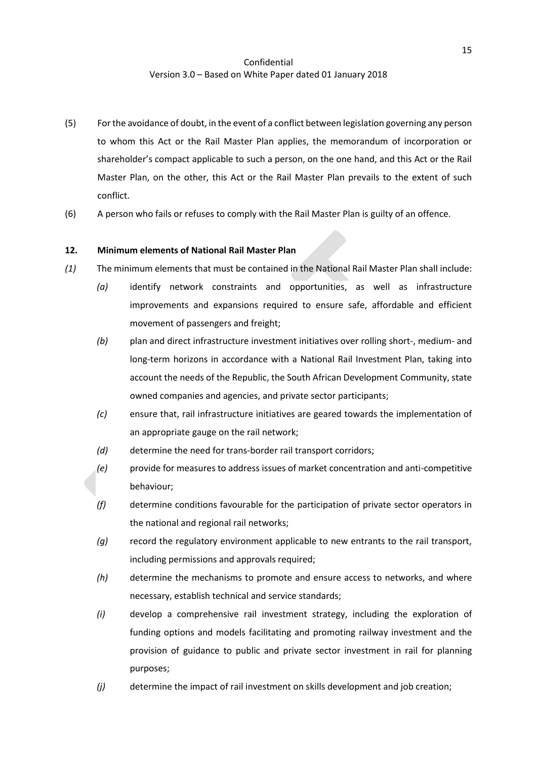(5) For the avoidance of doubt, in the event of a conflict between legislation governing any person to whom this Act or the Rail Master Plan applies, the memorandum of incorporation or shareholder's compact applicable to such a person, on the one hand, and this Act or the Rail Master Plan, on the other, this Act or the Rail Master Plan prevails to the extent of such conflict.

(6) A person who fails or refuses to comply with the Rail Master Plan is guilty of an offence.

**12. Minimum elements of National Rail Master Plan**

*(1)* The minimum elements that must be contained in the National Rail Master Plan shall include:

- *(a)* identify network constraints and opportunities, as well as infrastructure improvements and expansions required to ensure safe, affordable and efficient movement of passengers and freight;
- *(b)* plan and direct infrastructure investment initiatives over rolling short-, medium- and long-term horizons in accordance with a National Rail Investment Plan, taking into account the needs of the Republic, the South African Development Community, state owned companies and agencies, and private sector participants;
- *(c)* ensure that, rail infrastructure initiatives are geared towards the implementation of an appropriate gauge on the rail network;
- *(d)* determine the need for trans-border rail transport corridors;
- *(e)* provide for measures to address issues of market concentration and anti-competitive behaviour;
- *(f)* determine conditions favourable for the participation of private sector operators in the national and regional rail networks;
- *(g)* record the regulatory environment applicable to new entrants to the rail transport, including permissions and approvals required;
- *(h)* determine the mechanisms to promote and ensure access to networks, and where necessary, establish technical and service standards;
- *(i)* develop a comprehensive rail investment strategy, including the exploration of funding options and models facilitating and promoting railway investment and the provision of guidance to public and private sector investment in rail for planning purposes;
- *(j)* determine the impact of rail investment on skills development and job creation;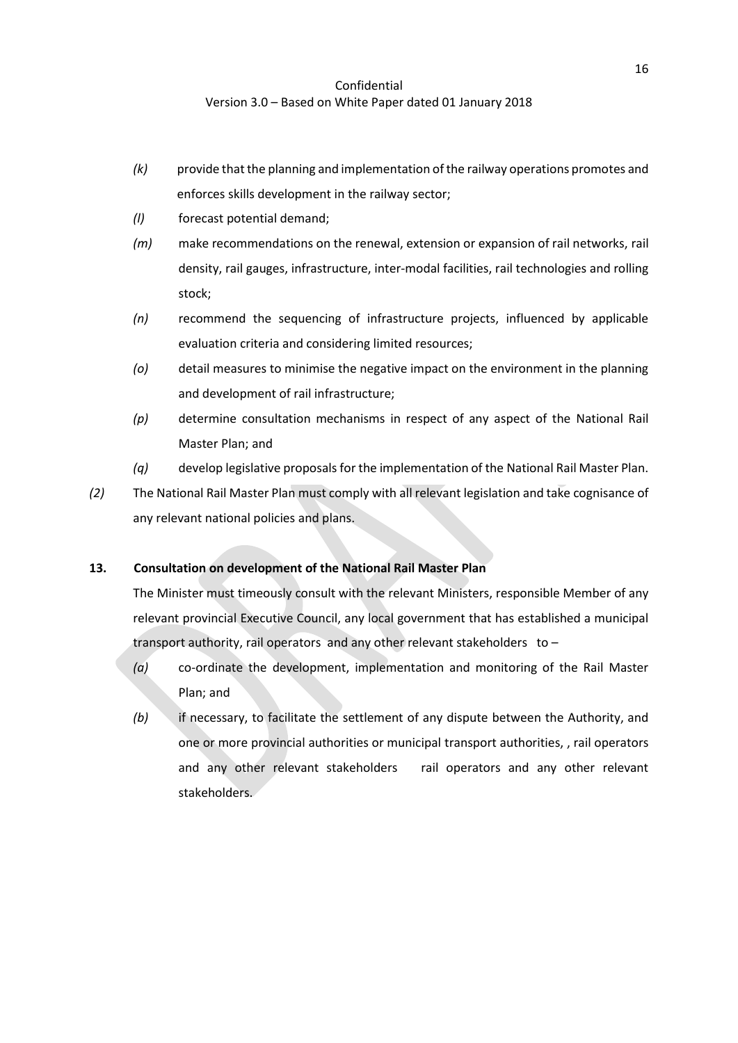*(k)* provide that the planning and implementation of the railway operations promotes and enforces skills development in the railway sector;

*(l)* forecast potential demand;

*(m)* make recommendations on the renewal, extension or expansion of rail networks, rail density, rail gauges, infrastructure, inter-modal facilities, rail technologies and rolling stock;

*(n)* recommend the sequencing of infrastructure projects, influenced by applicable evaluation criteria and considering limited resources;

*(o)* detail measures to minimise the negative impact on the environment in the planning and development of rail infrastructure;

*(p)* determine consultation mechanisms in respect of any aspect of the National Rail Master Plan; and

*(q)* develop legislative proposals for the implementation of the National Rail Master Plan.

*(2)* The National Rail Master Plan must comply with all relevant legislation and take cognisance of any relevant national policies and plans.

**13. Consultation on development of the National Rail Master Plan**

The Minister must timeously consult with the relevant Ministers, responsible Member of any relevant provincial Executive Council, any local government that has established a municipal transport authority, rail operators and any other relevant stakeholders to –

*(a)* co-ordinate the development, implementation and monitoring of the Rail Master Plan; and

*(b)* if necessary, to facilitate the settlement of any dispute between the Authority, and one or more provincial authorities or municipal transport authorities, , rail operators and any other relevant stakeholders rail operators and any other relevant stakeholders.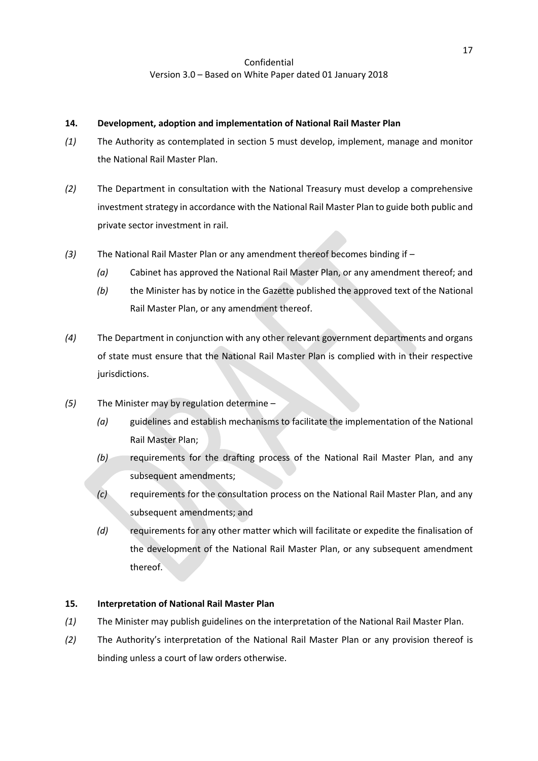### 14. Development, adoption and implementation of National Rail Master Plan

*(1)* The Authority as contemplated in section 5 must develop, implement, manage and monitor the National Rail Master Plan.

*(2)* The Department in consultation with the National Treasury must develop a comprehensive investment strategy in accordance with the National Rail Master Plan to guide both public and private sector investment in rail.

*(3)* The National Rail Master Plan or any amendment thereof becomes binding if –

*(a)* Cabinet has approved the National Rail Master Plan, or any amendment thereof; and

*(b)* the Minister has by notice in the Gazette published the approved text of the National Rail Master Plan, or any amendment thereof.

*(4)* The Department in conjunction with any other relevant government departments and organs of state must ensure that the National Rail Master Plan is complied with in their respective jurisdictions.

*(5)* The Minister may by regulation determine –

*(a)* guidelines and establish mechanisms to facilitate the implementation of the National Rail Master Plan;

*(b)* requirements for the drafting process of the National Rail Master Plan, and any subsequent amendments;

*(c)* requirements for the consultation process on the National Rail Master Plan, and any subsequent amendments; and

*(d)* requirements for any other matter which will facilitate or expedite the finalisation of the development of the National Rail Master Plan, or any subsequent amendment thereof.

### 15. Interpretation of National Rail Master Plan

*(1)* The Minister may publish guidelines on the interpretation of the National Rail Master Plan.

*(2)* The Authority's interpretation of the National Rail Master Plan or any provision thereof is binding unless a court of law orders otherwise.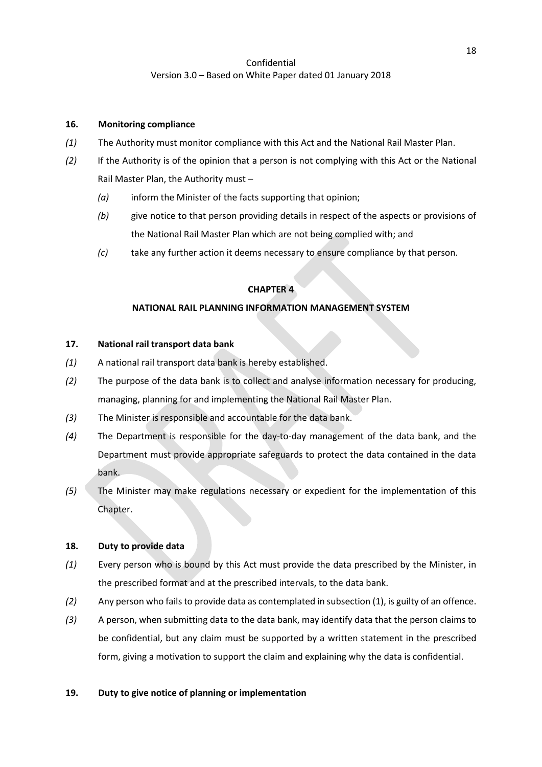**16. Monitoring compliance**

*(1)* The Authority must monitor compliance with this Act and the National Rail Master Plan.

*(2)* If the Authority is of the opinion that a person is not complying with this Act or the National Rail Master Plan, the Authority must –

- *(a)* inform the Minister of the facts supporting that opinion;
- *(b)* give notice to that person providing details in respect of the aspects or provisions of the National Rail Master Plan which are not being complied with; and
- *(c)* take any further action it deems necessary to ensure compliance by that person.

## CHAPTER 4

## NATIONAL RAIL PLANNING INFORMATION MANAGEMENT SYSTEM

**17. National rail transport data bank**

*(1)* A national rail transport data bank is hereby established.

*(2)* The purpose of the data bank is to collect and analyse information necessary for producing, managing, planning for and implementing the National Rail Master Plan.

*(3)* The Minister is responsible and accountable for the data bank.

*(4)* The Department is responsible for the day-to-day management of the data bank, and the Department must provide appropriate safeguards to protect the data contained in the data bank.

*(5)* The Minister may make regulations necessary or expedient for the implementation of this Chapter.

**18. Duty to provide data**

*(1)* Every person who is bound by this Act must provide the data prescribed by the Minister, in the prescribed format and at the prescribed intervals, to the data bank.

*(2)* Any person who fails to provide data as contemplated in subsection (1), is guilty of an offence.

*(3)* A person, when submitting data to the data bank, may identify data that the person claims to be confidential, but any claim must be supported by a written statement in the prescribed form, giving a motivation to support the claim and explaining why the data is confidential.

**19. Duty to give notice of planning or implementation**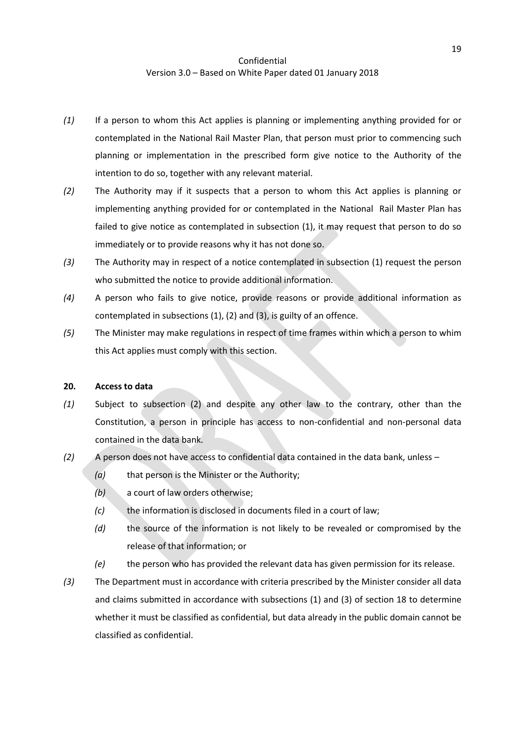*(1)* If a person to whom this Act applies is planning or implementing anything provided for or contemplated in the National Rail Master Plan, that person must prior to commencing such planning or implementation in the prescribed form give notice to the Authority of the intention to do so, together with any relevant material.

*(2)* The Authority may if it suspects that a person to whom this Act applies is planning or implementing anything provided for or contemplated in the National Rail Master Plan has failed to give notice as contemplated in subsection (1), it may request that person to do so immediately or to provide reasons why it has not done so.

*(3)* The Authority may in respect of a notice contemplated in subsection (1) request the person who submitted the notice to provide additional information.

*(4)* A person who fails to give notice, provide reasons or provide additional information as contemplated in subsections (1), (2) and (3), is guilty of an offence.

*(5)* The Minister may make regulations in respect of time frames within which a person to whim this Act applies must comply with this section.

**20. Access to data**

*(1)* Subject to subsection (2) and despite any other law to the contrary, other than the Constitution, a person in principle has access to non-confidential and non-personal data contained in the data bank.

*(2)* A person does not have access to confidential data contained in the data bank, unless –

- *(a)* that person is the Minister or the Authority;
- *(b)* a court of law orders otherwise;
- *(c)* the information is disclosed in documents filed in a court of law;
- *(d)* the source of the information is not likely to be revealed or compromised by the release of that information; or
- *(e)* the person who has provided the relevant data has given permission for its release.

*(3)* The Department must in accordance with criteria prescribed by the Minister consider all data and claims submitted in accordance with subsections (1) and (3) of section 18 to determine whether it must be classified as confidential, but data already in the public domain cannot be classified as confidential.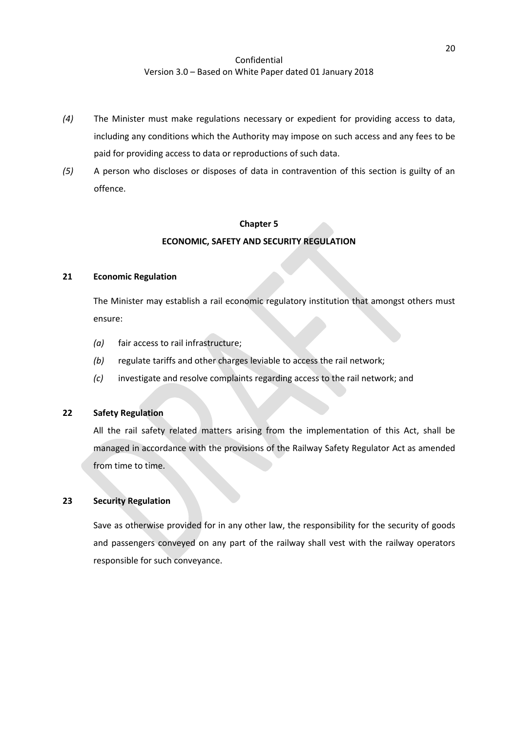*(4)* The Minister must make regulations necessary or expedient for providing access to data, including any conditions which the Authority may impose on such access and any fees to be paid for providing access to data or reproductions of such data.

*(5)* A person who discloses or disposes of data in contravention of this section is guilty of an offence.

## Chapter 5

## ECONOMIC, SAFETY AND SECURITY REGULATION

### 21 Economic Regulation

The Minister may establish a rail economic regulatory institution that amongst others must ensure:

*(a)* fair access to rail infrastructure;

*(b)* regulate tariffs and other charges leviable to access the rail network;

*(c)* investigate and resolve complaints regarding access to the rail network; and

### 22 Safety Regulation

All the rail safety related matters arising from the implementation of this Act, shall be managed in accordance with the provisions of the Railway Safety Regulator Act as amended from time to time.

### 23 Security Regulation

Save as otherwise provided for in any other law, the responsibility for the security of goods and passengers conveyed on any part of the railway shall vest with the railway operators responsible for such conveyance.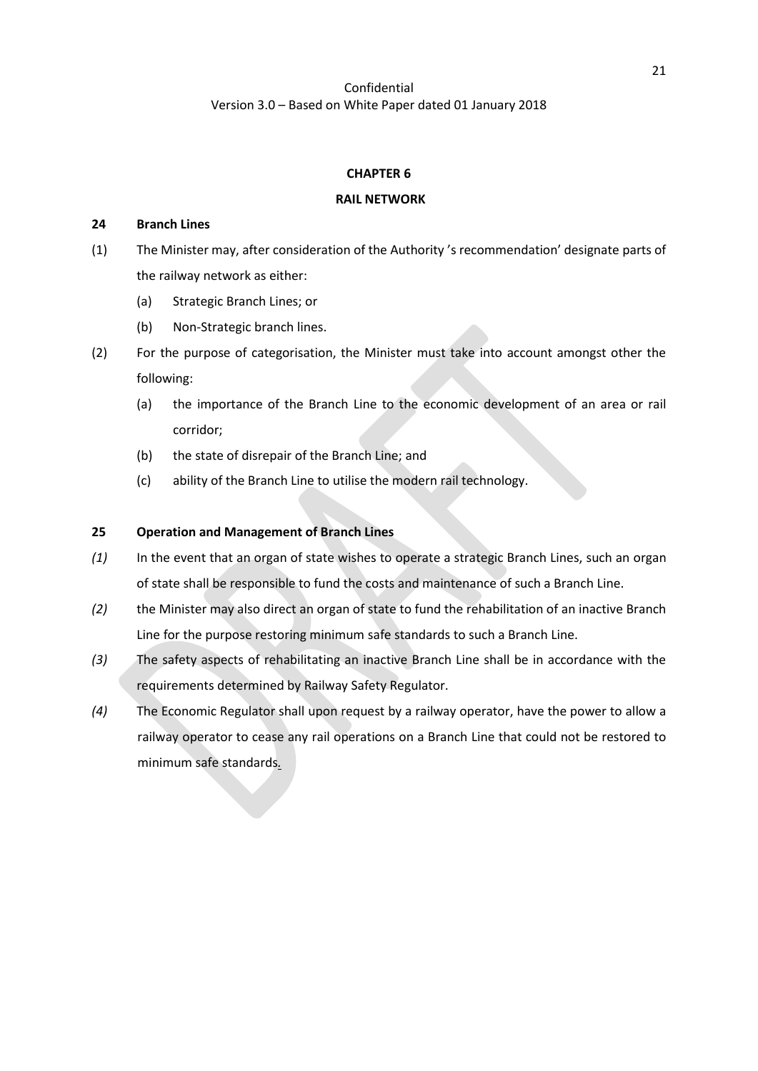## CHAPTER 6

## RAIL NETWORK

### 24 Branch Lines

(1) The Minister may, after consideration of the Authority 's recommendation' designate parts of the railway network as either:

  (a) Strategic Branch Lines; or

  (b) Non-Strategic branch lines.

(2) For the purpose of categorisation, the Minister must take into account amongst other the following:

  (a) the importance of the Branch Line to the economic development of an area or rail corridor;

  (b) the state of disrepair of the Branch Line; and

  (c) ability of the Branch Line to utilise the modern rail technology.

### 25 Operation and Management of Branch Lines

*(1)* In the event that an organ of state wishes to operate a strategic Branch Lines, such an organ of state shall be responsible to fund the costs and maintenance of such a Branch Line.

*(2)* the Minister may also direct an organ of state to fund the rehabilitation of an inactive Branch Line for the purpose restoring minimum safe standards to such a Branch Line.

*(3)* The safety aspects of rehabilitating an inactive Branch Line shall be in accordance with the requirements determined by Railway Safety Regulator.

*(4)* The Economic Regulator shall upon request by a railway operator, have the power to allow a railway operator to cease any rail operations on a Branch Line that could not be restored to minimum safe standards.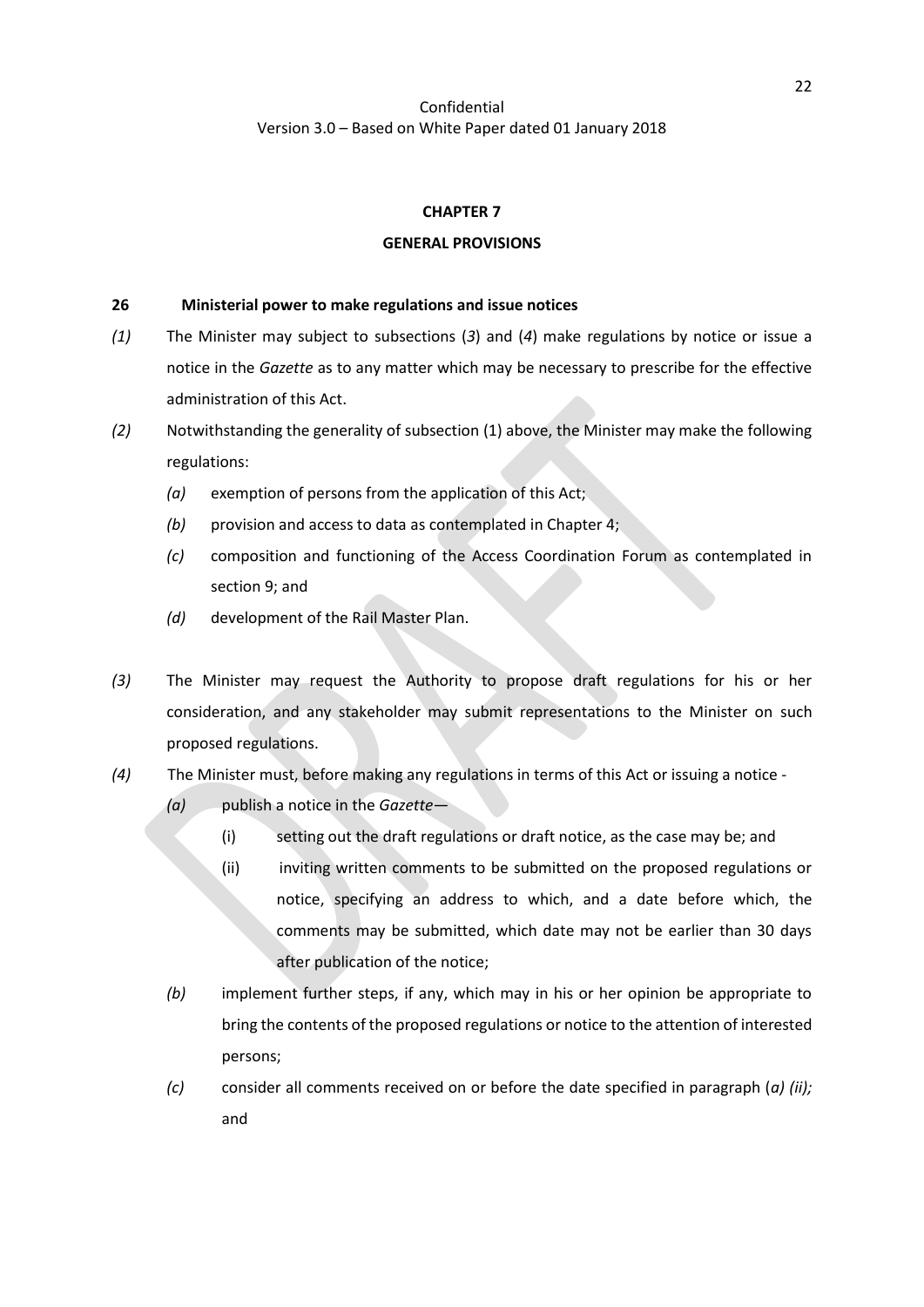## CHAPTER 7

## GENERAL PROVISIONS

**26 Ministerial power to make regulations and issue notices**

*(1)* The Minister may subject to subsections (*3*) and (*4*) make regulations by notice or issue a notice in the *Gazette* as to any matter which may be necessary to prescribe for the effective administration of this Act.

*(2)* Notwithstanding the generality of subsection (1) above, the Minister may make the following regulations:

- *(a)* exemption of persons from the application of this Act;
- *(b)* provision and access to data as contemplated in Chapter 4;
- *(c)* composition and functioning of the Access Coordination Forum as contemplated in section 9; and
- *(d)* development of the Rail Master Plan.

*(3)* The Minister may request the Authority to propose draft regulations for his or her consideration, and any stakeholder may submit representations to the Minister on such proposed regulations.

*(4)* The Minister must, before making any regulations in terms of this Act or issuing a notice -

- *(a)* publish a notice in the *Gazette*—
  - (i) setting out the draft regulations or draft notice, as the case may be; and
  - (ii) inviting written comments to be submitted on the proposed regulations or notice, specifying an address to which, and a date before which, the comments may be submitted, which date may not be earlier than 30 days after publication of the notice;
- *(b)* implement further steps, if any, which may in his or her opinion be appropriate to bring the contents of the proposed regulations or notice to the attention of interested persons;
- *(c)* consider all comments received on or before the date specified in paragraph (*a) (ii);* and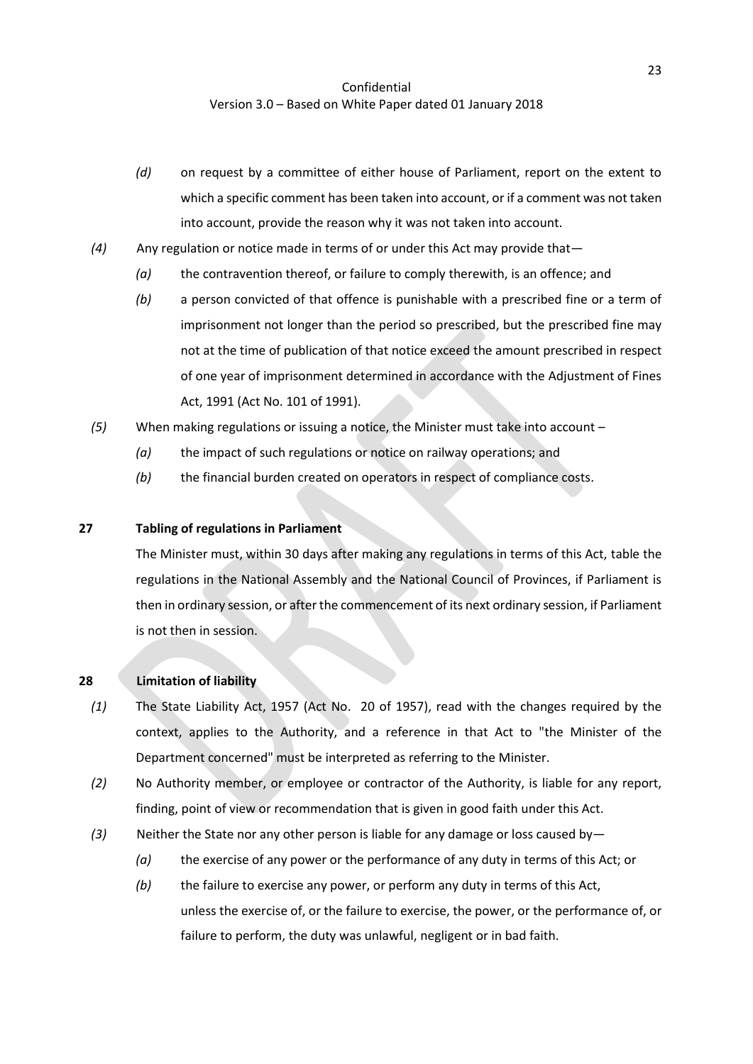*(d)* on request by a committee of either house of Parliament, report on the extent to which a specific comment has been taken into account, or if a comment was not taken into account, provide the reason why it was not taken into account.

*(4)* Any regulation or notice made in terms of or under this Act may provide that—

*(a)* the contravention thereof, or failure to comply therewith, is an offence; and

*(b)* a person convicted of that offence is punishable with a prescribed fine or a term of imprisonment not longer than the period so prescribed, but the prescribed fine may not at the time of publication of that notice exceed the amount prescribed in respect of one year of imprisonment determined in accordance with the Adjustment of Fines Act, 1991 (Act No. 101 of 1991).

*(5)* When making regulations or issuing a notice, the Minister must take into account –

*(a)* the impact of such regulations or notice on railway operations; and

*(b)* the financial burden created on operators in respect of compliance costs.

**27 Tabling of regulations in Parliament**

The Minister must, within 30 days after making any regulations in terms of this Act, table the regulations in the National Assembly and the National Council of Provinces, if Parliament is then in ordinary session, or after the commencement of its next ordinary session, if Parliament is not then in session.

**28 Limitation of liability**

*(1)* The State Liability Act, 1957 (Act No. 20 of 1957), read with the changes required by the context, applies to the Authority, and a reference in that Act to "the Minister of the Department concerned" must be interpreted as referring to the Minister.

*(2)* No Authority member, or employee or contractor of the Authority, is liable for any report, finding, point of view or recommendation that is given in good faith under this Act.

*(3)* Neither the State nor any other person is liable for any damage or loss caused by—

*(a)* the exercise of any power or the performance of any duty in terms of this Act; or

*(b)* the failure to exercise any power, or perform any duty in terms of this Act,

unless the exercise of, or the failure to exercise, the power, or the performance of, or failure to perform, the duty was unlawful, negligent or in bad faith.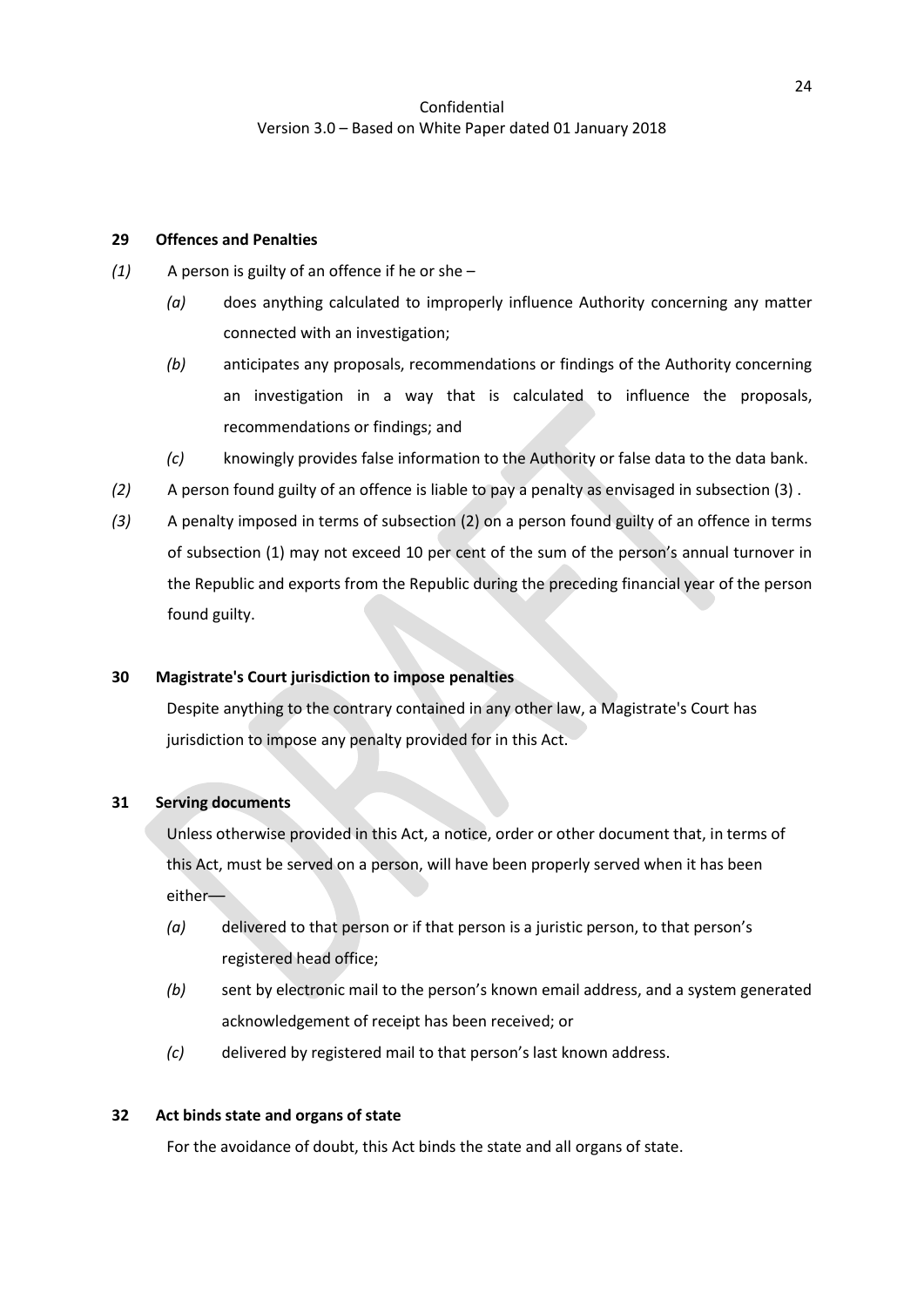### 29 Offences and Penalties

*(1)* A person is guilty of an offence if he or she –

*(a)* does anything calculated to improperly influence Authority concerning any matter connected with an investigation;

*(b)* anticipates any proposals, recommendations or findings of the Authority concerning an investigation in a way that is calculated to influence the proposals, recommendations or findings; and

*(c)* knowingly provides false information to the Authority or false data to the data bank.

*(2)* A person found guilty of an offence is liable to pay a penalty as envisaged in subsection (3) .

*(3)* A penalty imposed in terms of subsection (2) on a person found guilty of an offence in terms of subsection (1) may not exceed 10 per cent of the sum of the person's annual turnover in the Republic and exports from the Republic during the preceding financial year of the person found guilty.

### 30 Magistrate's Court jurisdiction to impose penalties

Despite anything to the contrary contained in any other law, a Magistrate's Court has jurisdiction to impose any penalty provided for in this Act.

### 31 Serving documents

Unless otherwise provided in this Act, a notice, order or other document that, in terms of this Act, must be served on a person, will have been properly served when it has been either––

*(a)* delivered to that person or if that person is a juristic person, to that person's registered head office;

*(b)* sent by electronic mail to the person's known email address, and a system generated acknowledgement of receipt has been received; or

*(c)* delivered by registered mail to that person's last known address.

### 32 Act binds state and organs of state

For the avoidance of doubt, this Act binds the state and all organs of state.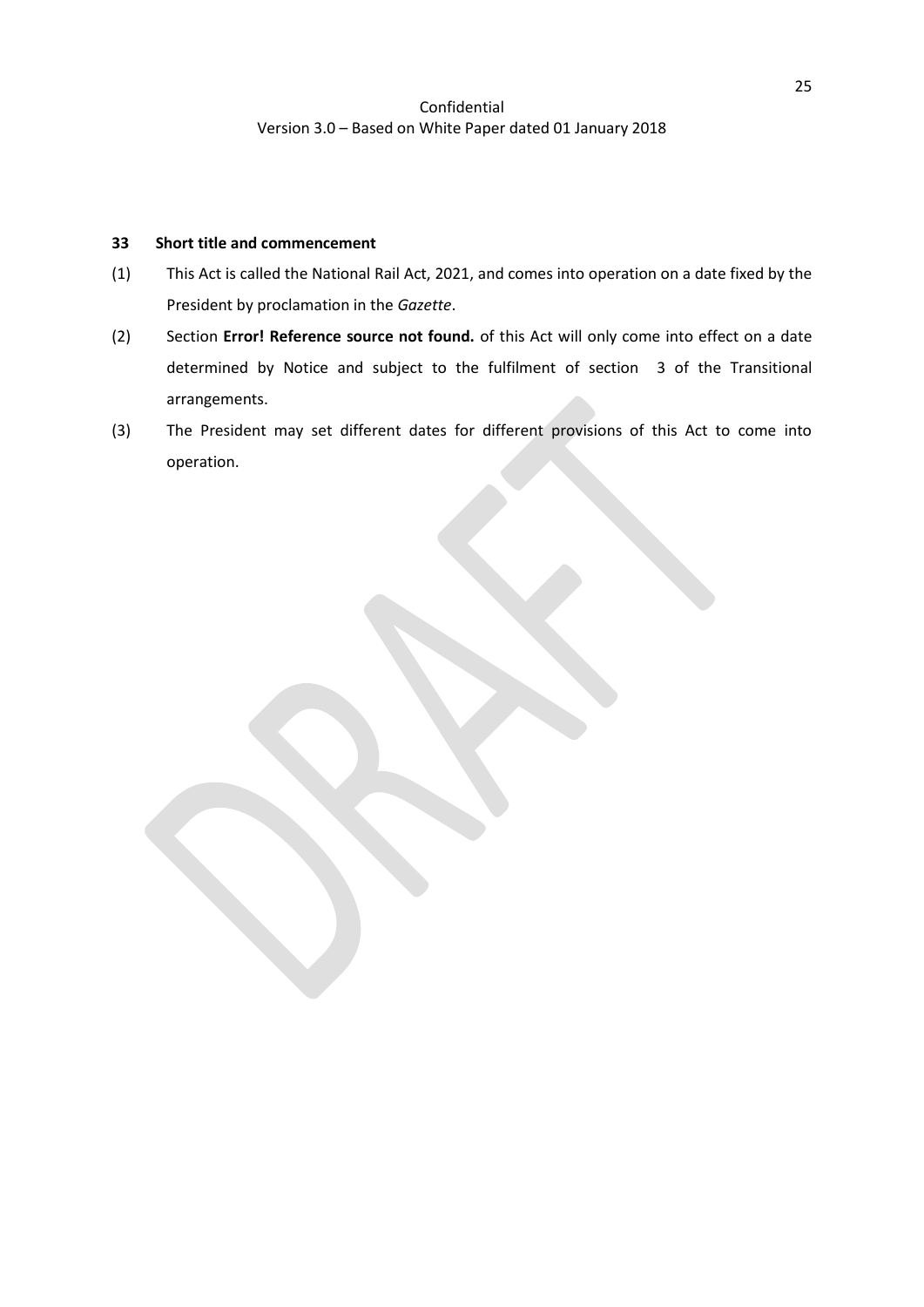**33 Short title and commencement**

(1) This Act is called the National Rail Act, 2021, and comes into operation on a date fixed by the President by proclamation in the *Gazette*.

(2) Section **Error! Reference source not found.** of this Act will only come into effect on a date determined by Notice and subject to the fulfilment of section 3 of the Transitional arrangements.

(3) The President may set different dates for different provisions of this Act to come into operation.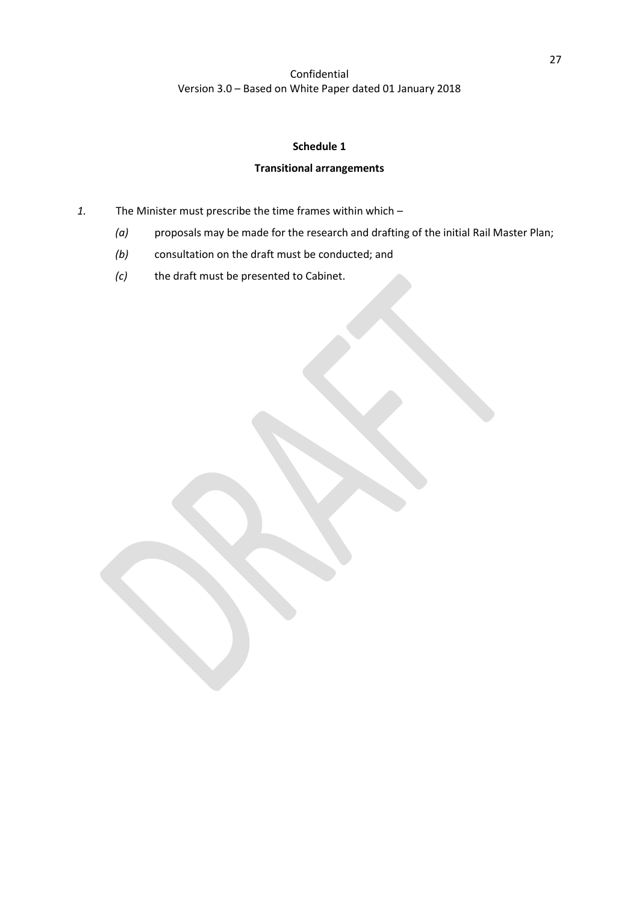## Schedule 1

### Transitional arrangements

*1.* The Minister must prescribe the time frames within which –

*(a)* proposals may be made for the research and drafting of the initial Rail Master Plan;

*(b)* consultation on the draft must be conducted; and

*(c)* the draft must be presented to Cabinet.